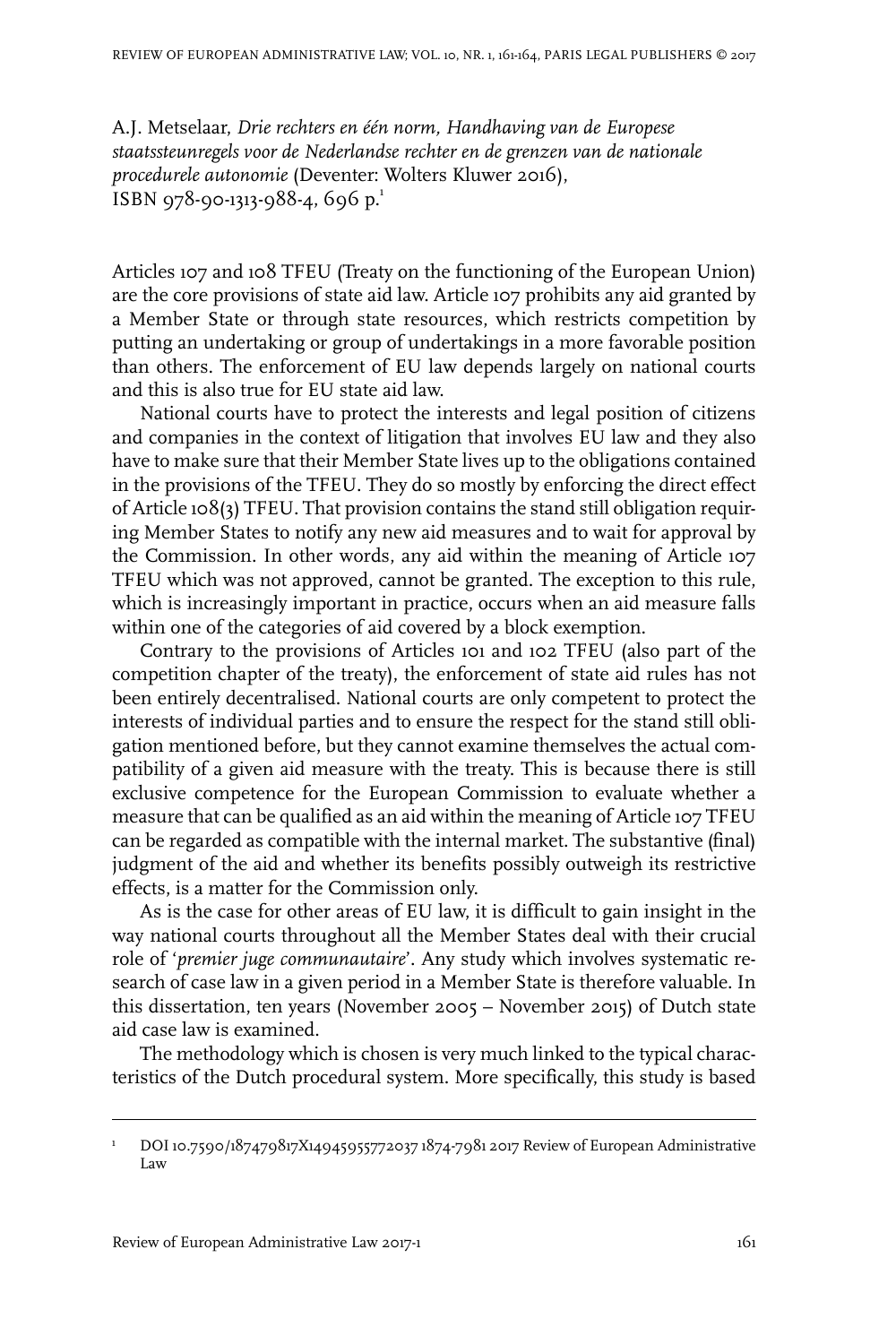A.J. Metselaar, *Drie rechters en één norm, Handhaving van de Europese staatssteunregels voor de Nederlandse rechter en de grenzen van de nationale procedurele autonomie* (Deventer: Wolters Kluwer 2016), ISBN 978-90-1313-988-4, 696 p.[1]

Articles 107 and 108 TFEU (Treaty on the functioning of the European Union) are the core provisions of state aid law. Article 107 prohibits any aid granted by a Member State or through state resources, which restricts competition by putting an undertaking or group of undertakings in a more favorable position than others. The enforcement of EU law depends largely on national courts and this is also true for EU state aid law.

National courts have to protect the interests and legal position of citizens and companies in the context of litigation that involves EU law and they also have to make sure that their Member State lives up to the obligations contained in the provisions of the TFEU. They do so mostly by enforcing the direct effect of Article 108(3) TFEU. That provision contains the stand still obligation requiring Member States to notify any new aid measures and to wait for approval by the Commission. In other words, any aid within the meaning of Article 107 TFEU which was not approved, cannot be granted. The exception to this rule, which is increasingly important in practice, occurs when an aid measure falls within one of the categories of aid covered by a block exemption.

Contrary to the provisions of Articles 101 and 102 TFEU (also part of the competition chapter of the treaty), the enforcement of state aid rules has not been entirely decentralised. National courts are only competent to protect the interests of individual parties and to ensure the respect for the stand still obligation mentioned before, but they cannot examine themselves the actual compatibility of a given aid measure with the treaty. This is because there is still exclusive competence for the European Commission to evaluate whether a measure that can be qualified as an aid within the meaning of Article 107 TFEU can be regarded as compatible with the internal market. The substantive (final) judgment of the aid and whether its benefits possibly outweigh its restrictive effects, is a matter for the Commission only.

As is the case for other areas of EU law, it is difficult to gain insight in the way national courts throughout all the Member States deal with their crucial role of '*premier juge communautaire*'. Any study which involves systematic research of case law in a given period in a Member State is therefore valuable. In this dissertation, ten years (November 2005 – November 2015) of Dutch state aid case law is examined.

The methodology which is chosen is very much linked to the typical characteristics of the Dutch procedural system. More specifically, this study is based

[1] DOI 10.7590/187479817X14945955772037 1874-7981 2017 Review of European Administrative Law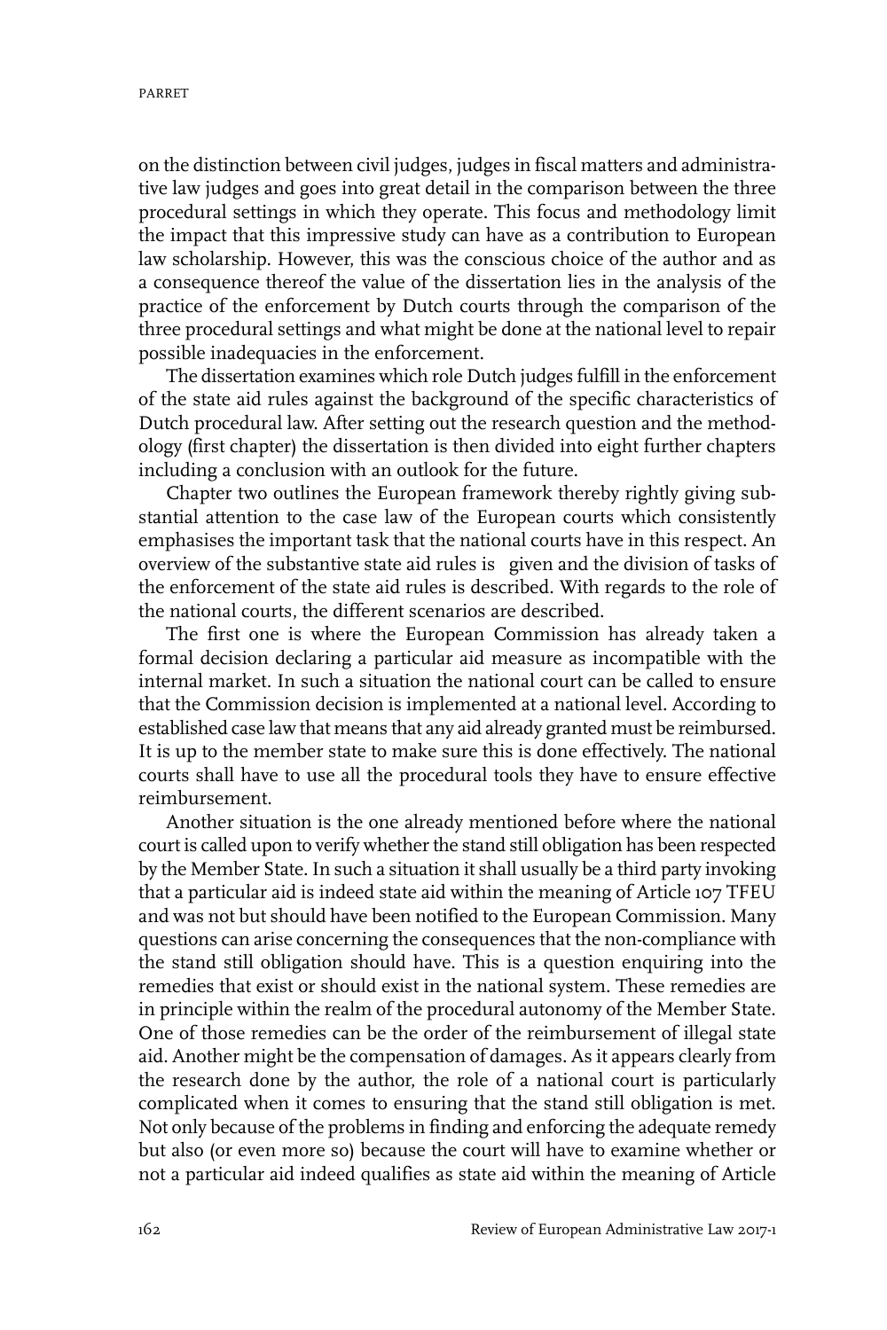on the distinction between civil judges, judges in fiscal matters and administrative law judges and goes into great detail in the comparison between the three procedural settings in which they operate. This focus and methodology limit the impact that this impressive study can have as a contribution to European law scholarship. However, this was the conscious choice of the author and as a consequence thereof the value of the dissertation lies in the analysis of the practice of the enforcement by Dutch courts through the comparison of the three procedural settings and what might be done at the national level to repair possible inadequacies in the enforcement.

The dissertation examines which role Dutch judges fulfill in the enforcement of the state aid rules against the background of the specific characteristics of Dutch procedural law. After setting out the research question and the methodology (first chapter) the dissertation is then divided into eight further chapters including a conclusion with an outlook for the future.

Chapter two outlines the European framework thereby rightly giving substantial attention to the case law of the European courts which consistently emphasises the important task that the national courts have in this respect. An overview of the substantive state aid rules is given and the division of tasks of the enforcement of the state aid rules is described. With regards to the role of the national courts, the different scenarios are described.

The first one is where the European Commission has already taken a formal decision declaring a particular aid measure as incompatible with the internal market. In such a situation the national court can be called to ensure that the Commission decision is implemented at a national level. According to established case law that means that any aid already granted must be reimbursed. It is up to the member state to make sure this is done effectively. The national courts shall have to use all the procedural tools they have to ensure effective reimbursement.

Another situation is the one already mentioned before where the national court is called upon to verify whether the stand still obligation has been respected by the Member State. In such a situation it shall usually be a third party invoking that a particular aid is indeed state aid within the meaning of Article 107 TFEU and was not but should have been notified to the European Commission. Many questions can arise concerning the consequences that the non-compliance with the stand still obligation should have. This is a question enquiring into the remedies that exist or should exist in the national system. These remedies are in principle within the realm of the procedural autonomy of the Member State. One of those remedies can be the order of the reimbursement of illegal state aid. Another might be the compensation of damages. As it appears clearly from the research done by the author, the role of a national court is particularly complicated when it comes to ensuring that the stand still obligation is met. Not only because of the problems in finding and enforcing the adequate remedy but also (or even more so) because the court will have to examine whether or not a particular aid indeed qualifies as state aid within the meaning of Article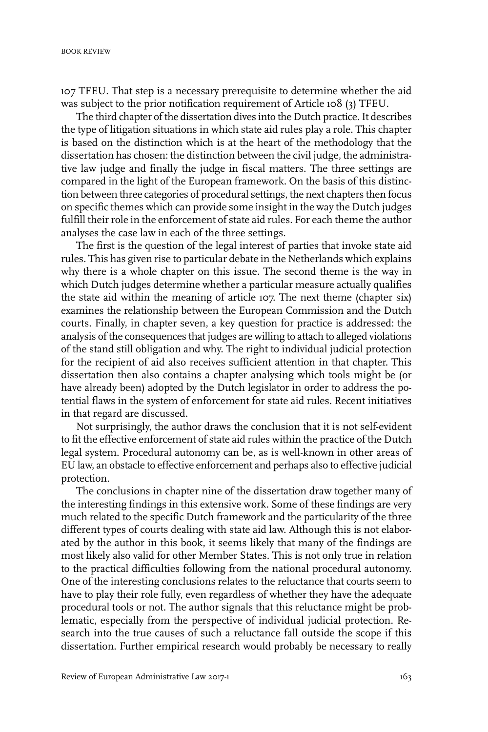107 TFEU. That step is a necessary prerequisite to determine whether the aid was subject to the prior notification requirement of Article 108 (3) TFEU.

The third chapter of the dissertation dives into the Dutch practice. It describes the type of litigation situations in which state aid rules play a role. This chapter is based on the distinction which is at the heart of the methodology that the dissertation has chosen: the distinction between the civil judge, the administrative law judge and finally the judge in fiscal matters. The three settings are compared in the light of the European framework. On the basis of this distinction between three categories of procedural settings, the next chapters then focus on specific themes which can provide some insight in the way the Dutch judges fulfill their role in the enforcement of state aid rules. For each theme the author analyses the case law in each of the three settings.

The first is the question of the legal interest of parties that invoke state aid rules. This has given rise to particular debate in the Netherlands which explains why there is a whole chapter on this issue. The second theme is the way in which Dutch judges determine whether a particular measure actually qualifies the state aid within the meaning of article 107. The next theme (chapter six) examines the relationship between the European Commission and the Dutch courts. Finally, in chapter seven, a key question for practice is addressed: the analysis of the consequences that judges are willing to attach to alleged violations of the stand still obligation and why. The right to individual judicial protection for the recipient of aid also receives sufficient attention in that chapter. This dissertation then also contains a chapter analysing which tools might be (or have already been) adopted by the Dutch legislator in order to address the potential flaws in the system of enforcement for state aid rules. Recent initiatives in that regard are discussed.

Not surprisingly, the author draws the conclusion that it is not self-evident to fit the effective enforcement of state aid rules within the practice of the Dutch legal system. Procedural autonomy can be, as is well-known in other areas of EU law, an obstacle to effective enforcement and perhaps also to effective judicial protection.

The conclusions in chapter nine of the dissertation draw together many of the interesting findings in this extensive work. Some of these findings are very much related to the specific Dutch framework and the particularity of the three different types of courts dealing with state aid law. Although this is not elaborated by the author in this book, it seems likely that many of the findings are most likely also valid for other Member States. This is not only true in relation to the practical difficulties following from the national procedural autonomy. One of the interesting conclusions relates to the reluctance that courts seem to have to play their role fully, even regardless of whether they have the adequate procedural tools or not. The author signals that this reluctance might be problematic, especially from the perspective of individual judicial protection. Research into the true causes of such a reluctance fall outside the scope if this dissertation. Further empirical research would probably be necessary to really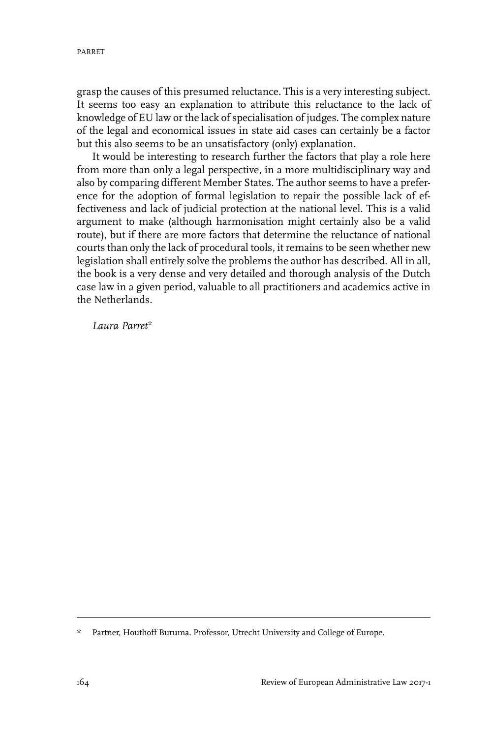grasp the causes of this presumed reluctance. This is a very interesting subject. It seems too easy an explanation to attribute this reluctance to the lack of knowledge of EU law or the lack of specialisation of judges. The complex nature of the legal and economical issues in state aid cases can certainly be a factor but this also seems to be an unsatisfactory (only) explanation.

It would be interesting to research further the factors that play a role here from more than only a legal perspective, in a more multidisciplinary way and also by comparing different Member States. The author seems to have a preference for the adoption of formal legislation to repair the possible lack of effectiveness and lack of judicial protection at the national level. This is a valid argument to make (although harmonisation might certainly also be a valid route), but if there are more factors that determine the reluctance of national courts than only the lack of procedural tools, it remains to be seen whether new legislation shall entirely solve the problems the author has described. All in all, the book is a very dense and very detailed and thorough analysis of the Dutch case law in a given period, valuable to all practitioners and academics active in the Netherlands.

*Laura Parret*[*]

[*] Partner, Houthoff Buruma. Professor, Utrecht University and College of Europe.